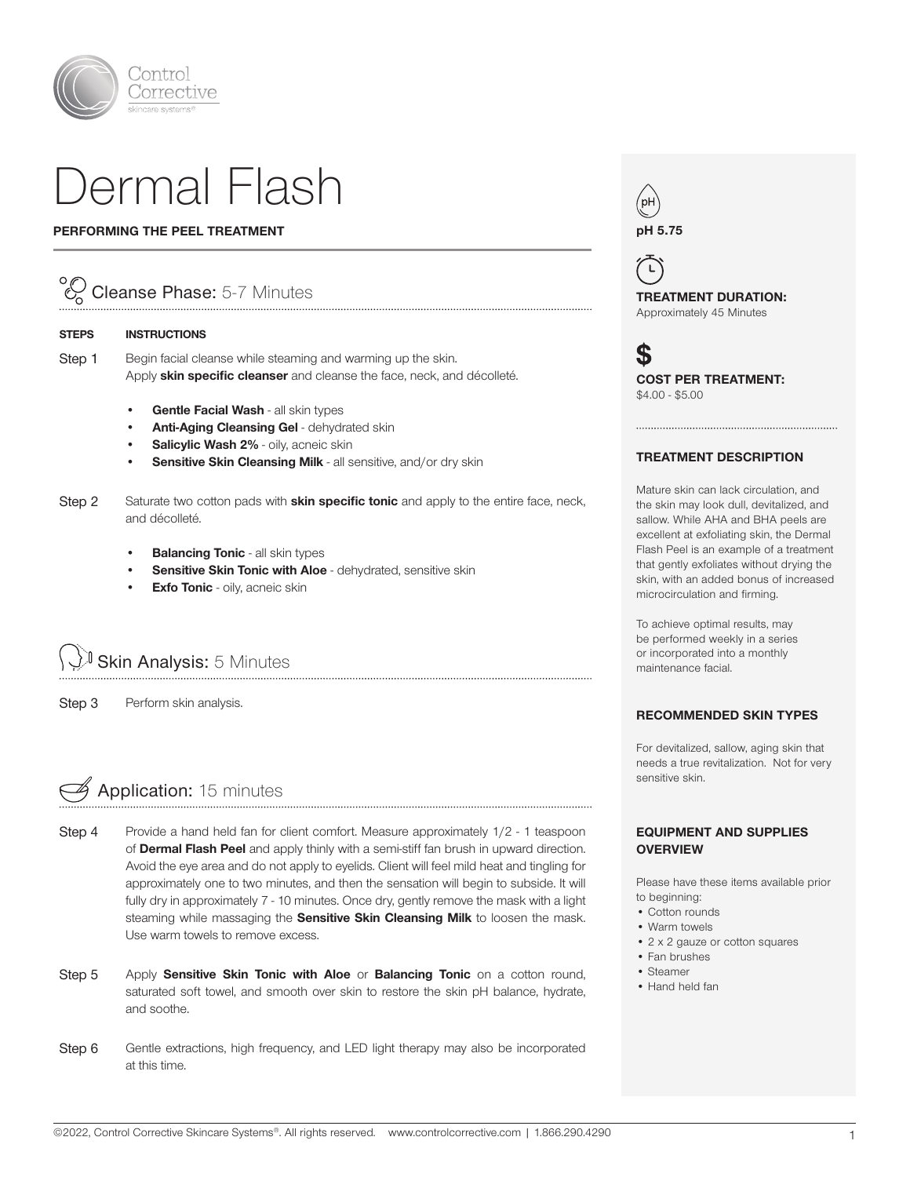Control Corrective
skincare systems®

# Dermal Flash

**PERFORMING THE PEEL TREATMENT**

## Cleanse Phase: 5-7 Minutes

| STEPS | INSTRUCTIONS |
| --- | --- |
| Step 1 | Begin facial cleanse while steaming and warming up the skin. Apply **skin specific cleanser** and cleanse the face, neck, and décolleté. |

- **Gentle Facial Wash** - all skin types
- **Anti-Aging Cleansing Gel** - dehydrated skin
- **Salicylic Wash 2%** - oily, acneic skin
- **Sensitive Skin Cleansing Milk** - all sensitive, and/or dry skin

Step 2 — Saturate two cotton pads with **skin specific tonic** and apply to the entire face, neck, and décolleté.

- **Balancing Tonic** - all skin types
- **Sensitive Skin Tonic with Aloe** - dehydrated, sensitive skin
- **Exfo Tonic** - oily, acneic skin

## Skin Analysis: 5 Minutes

Step 3 — Perform skin analysis.

## Application: 15 minutes

Step 4 — Provide a hand held fan for client comfort. Measure approximately 1/2 - 1 teaspoon of **Dermal Flash Peel** and apply thinly with a semi-stiff fan brush in upward direction. Avoid the eye area and do not apply to eyelids. Client will feel mild heat and tingling for approximately one to two minutes, and then the sensation will begin to subside. It will fully dry in approximately 7 - 10 minutes. Once dry, gently remove the mask with a light steaming while massaging the **Sensitive Skin Cleansing Milk** to loosen the mask. Use warm towels to remove excess.

Step 5 — Apply **Sensitive Skin Tonic with Aloe** or **Balancing Tonic** on a cotton round, saturated soft towel, and smooth over skin to restore the skin pH balance, hydrate, and soothe.

Step 6 — Gentle extractions, high frequency, and LED light therapy may also be incorporated at this time.

---

**pH 5.75**

**TREATMENT DURATION:**
Approximately 45 Minutes

**COST PER TREATMENT:**
$4.00 - $5.00

### TREATMENT DESCRIPTION

Mature skin can lack circulation, and the skin may look dull, devitalized, and sallow. While AHA and BHA peels are excellent at exfoliating skin, the Dermal Flash Peel is an example of a treatment that gently exfoliates without drying the skin, with an added bonus of increased microcirculation and firming.

To achieve optimal results, may be performed weekly in a series or incorporated into a monthly maintenance facial.

### RECOMMENDED SKIN TYPES

For devitalized, sallow, aging skin that needs a true revitalization. Not for very sensitive skin.

### EQUIPMENT AND SUPPLIES OVERVIEW

Please have these items available prior to beginning:

- Cotton rounds
- Warm towels
- 2 x 2 gauze or cotton squares
- Fan brushes
- Steamer
- Hand held fan

©2022, Control Corrective Skincare Systems®. All rights reserved. www.controlcorrective.com | 1.866.290.4290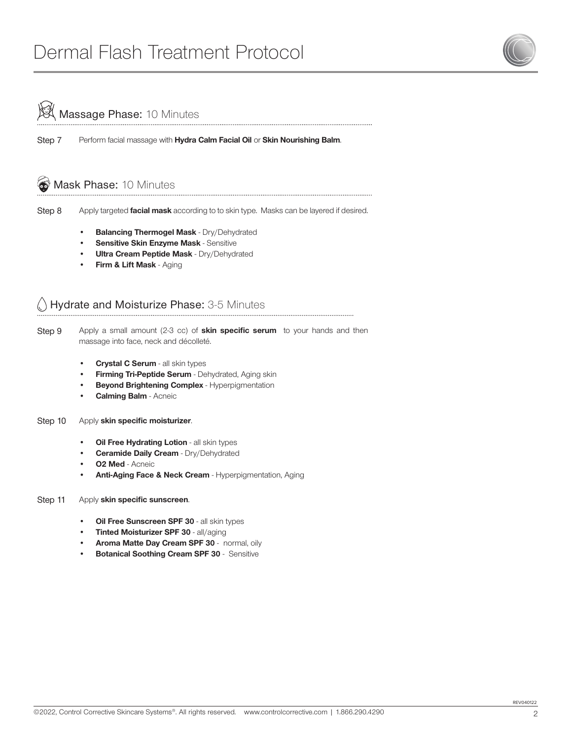# Dermal Flash Treatment Protocol

## Massage Phase: 10 Minutes

Step 7 Perform facial massage with **Hydra Calm Facial Oil** or **Skin Nourishing Balm**.

## Mask Phase: 10 Minutes

Step 8 Apply targeted **facial mask** according to to skin type. Masks can be layered if desired.

- **Balancing Thermogel Mask** - Dry/Dehydrated
- **Sensitive Skin Enzyme Mask** - Sensitive
- **Ultra Cream Peptide Mask** - Dry/Dehydrated
- **Firm & Lift Mask** - Aging

## Hydrate and Moisturize Phase: 3-5 Minutes

Step 9 Apply a small amount (2-3 cc) of **skin specific serum** to your hands and then massage into face, neck and décolleté.

- **Crystal C Serum** - all skin types
- **Firming Tri-Peptide Serum** - Dehydrated, Aging skin
- **Beyond Brightening Complex** - Hyperpigmentation
- **Calming Balm** - Acneic

Step 10 Apply **skin specific moisturizer**.

- **Oil Free Hydrating Lotion** - all skin types
- **Ceramide Daily Cream** - Dry/Dehydrated
- **O2 Med** - Acneic
- **Anti-Aging Face & Neck Cream** - Hyperpigmentation, Aging

Step 11 Apply **skin specific sunscreen**.

- **Oil Free Sunscreen SPF 30** - all skin types
- **Tinted Moisturizer SPF 30** - all/aging
- **Aroma Matte Day Cream SPF 30** - normal, oily
- **Botanical Soothing Cream SPF 30** - Sensitive